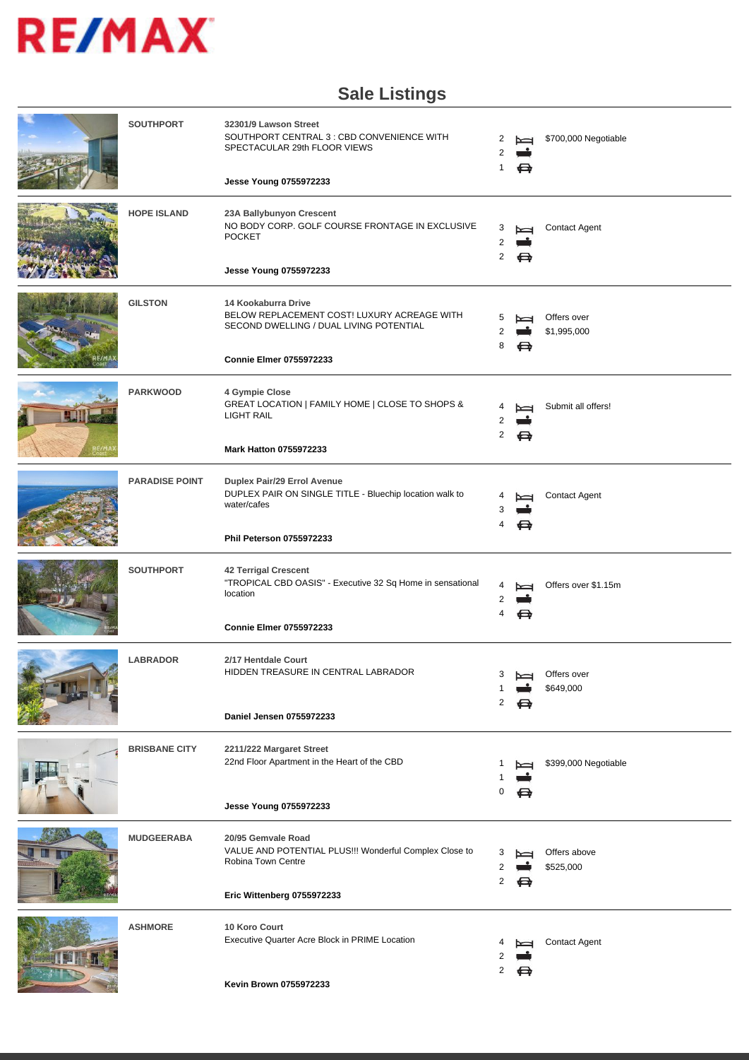RE/MAX

# Sale Listings

| Suburb | Listing | Bed | Bath | Car | Price |
|---|---|---|---|---|---|
| SOUTHPORT | **32301/9 Lawson Street**<br>SOUTHPORT CENTRAL 3 : CBD CONVENIENCE WITH SPECTACULAR 29th FLOOR VIEWS<br>**Jesse Young 0755972233** | 2 | 2 | 1 | $700,000 Negotiable |
| HOPE ISLAND | **23A Ballybunyon Crescent**<br>NO BODY CORP. GOLF COURSE FRONTAGE IN EXCLUSIVE POCKET<br>**Jesse Young 0755972233** | 3 | 2 | 2 | Contact Agent |
| GILSTON | **14 Kookaburra Drive**<br>BELOW REPLACEMENT COST! LUXURY ACREAGE WITH SECOND DWELLING / DUAL LIVING POTENTIAL<br>**Connie Elmer 0755972233** | 5 | 2 | 8 | Offers over $1,995,000 |
| PARKWOOD | **4 Gympie Close**<br>GREAT LOCATION \| FAMILY HOME \| CLOSE TO SHOPS & LIGHT RAIL<br>**Mark Hatton 0755972233** | 4 | 2 | 2 | Submit all offers! |
| PARADISE POINT | **Duplex Pair/29 Errol Avenue**<br>DUPLEX PAIR ON SINGLE TITLE - Bluechip location walk to water/cafes<br>**Phil Peterson 0755972233** | 4 | 3 | 4 | Contact Agent |
| SOUTHPORT | **42 Terrigal Crescent**<br>"TROPICAL CBD OASIS" - Executive 32 Sq Home in sensational location<br>**Connie Elmer 0755972233** | 4 | 2 | 4 | Offers over $1.15m |
| LABRADOR | **2/17 Hentdale Court**<br>HIDDEN TREASURE IN CENTRAL LABRADOR<br>**Daniel Jensen 0755972233** | 3 | 1 | 2 | Offers over $649,000 |
| BRISBANE CITY | **2211/222 Margaret Street**<br>22nd Floor Apartment in the Heart of the CBD<br>**Jesse Young 0755972233** | 1 | 1 | 0 | $399,000 Negotiable |
| MUDGEERABA | **20/95 Gemvale Road**<br>VALUE AND POTENTIAL PLUS!!! Wonderful Complex Close to Robina Town Centre<br>**Eric Wittenberg 0755972233** | 3 | 2 | 2 | Offers above $525,000 |
| ASHMORE | **10 Koro Court**<br>Executive Quarter Acre Block in PRIME Location<br>**Kevin Brown 0755972233** | 4 | 2 | 2 | Contact Agent |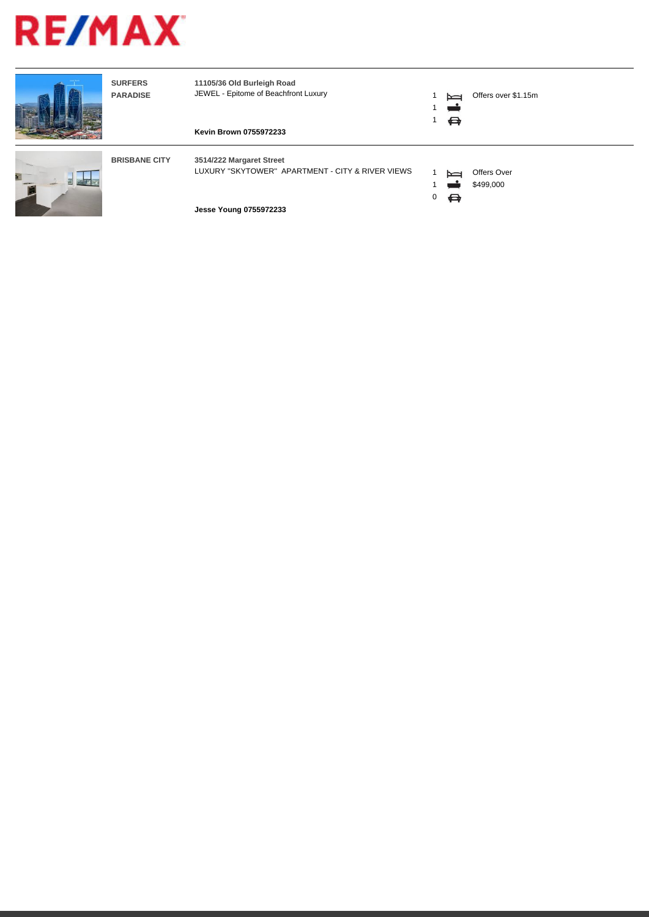| | | | | |
|---|---|---|---|---|
| **SURFERS PARADISE** | **11105/36 Old Burleigh Road**<br>JEWEL - Epitome of Beachfront Luxury<br><br>**Kevin Brown 0755972233** | 1 (bed)<br>1 (bath)<br>1 (car) | Offers over $1.15m |
| **BRISBANE CITY** | **3514/222 Margaret Street**<br>LUXURY "SKYTOWER" APARTMENT - CITY & RIVER VIEWS<br><br>**Jesse Young 0755972233** | 1 (bed)<br>1 (bath)<br>0 (car) | Offers Over<br>$499,000 |